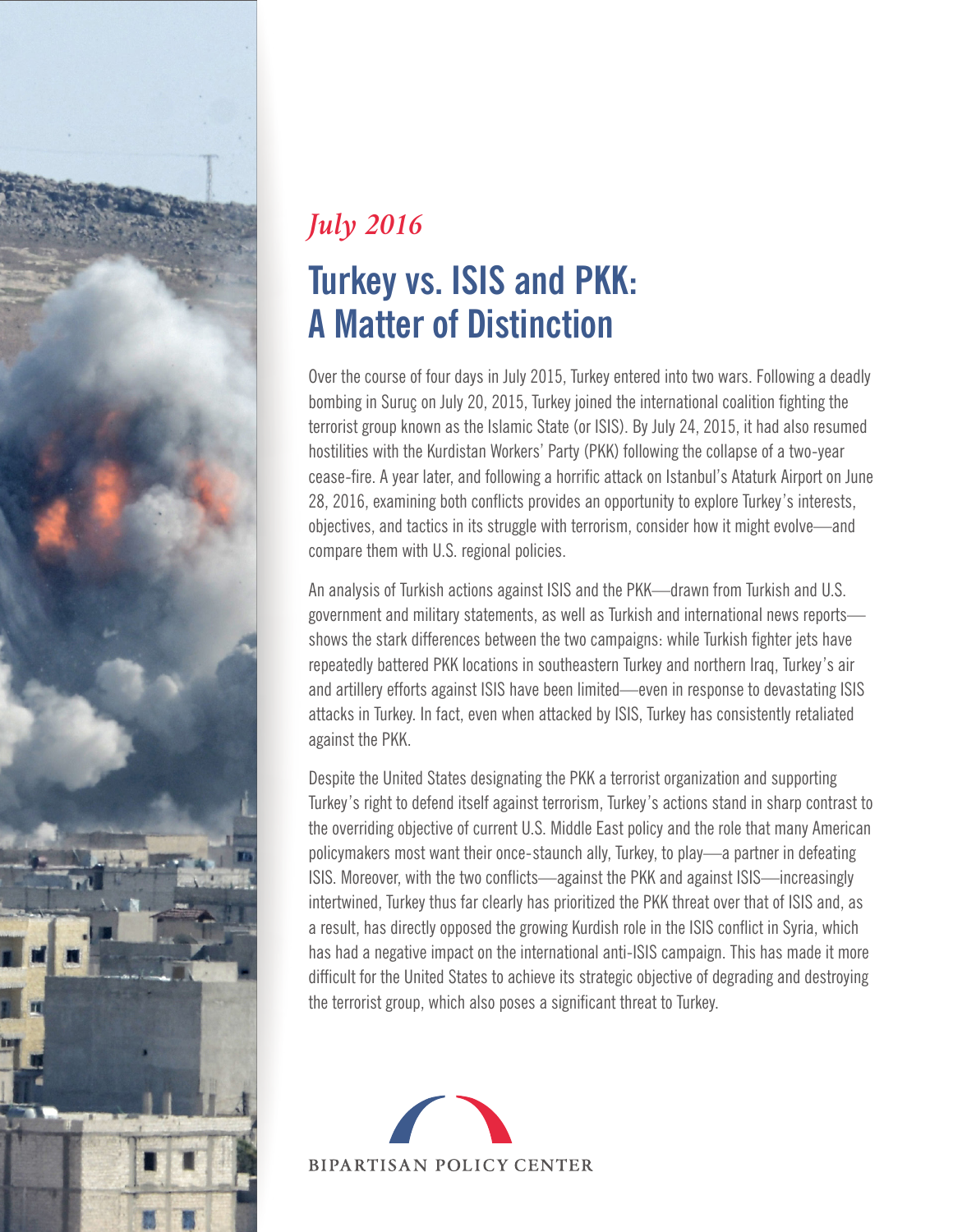*July 2016*

# Turkey vs. ISIS and PKK: A Matter of Distinction

Over the course of four days in July 2015, Turkey entered into two wars. Following a deadly bombing in Suruç on July 20, 2015, Turkey joined the international coalition fighting the terrorist group known as the Islamic State (or ISIS). By July 24, 2015, it had also resumed hostilities with the Kurdistan Workers' Party (PKK) following the collapse of a two-year cease-fire. A year later, and following a horrific attack on Istanbul's Ataturk Airport on June 28, 2016, examining both conflicts provides an opportunity to explore Turkey's interests, objectives, and tactics in its struggle with terrorism, consider how it might evolve—and compare them with U.S. regional policies.

An analysis of Turkish actions against ISIS and the PKK—drawn from Turkish and U.S. government and military statements, as well as Turkish and international news reports—shows the stark differences between the two campaigns: while Turkish fighter jets have repeatedly battered PKK locations in southeastern Turkey and northern Iraq, Turkey's air and artillery efforts against ISIS have been limited—even in response to devastating ISIS attacks in Turkey. In fact, even when attacked by ISIS, Turkey has consistently retaliated against the PKK.

Despite the United States designating the PKK a terrorist organization and supporting Turkey's right to defend itself against terrorism, Turkey's actions stand in sharp contrast to the overriding objective of current U.S. Middle East policy and the role that many American policymakers most want their once-staunch ally, Turkey, to play—a partner in defeating ISIS. Moreover, with the two conflicts—against the PKK and against ISIS—increasingly intertwined, Turkey thus far clearly has prioritized the PKK threat over that of ISIS and, as a result, has directly opposed the growing Kurdish role in the ISIS conflict in Syria, which has had a negative impact on the international anti-ISIS campaign. This has made it more difficult for the United States to achieve its strategic objective of degrading and destroying the terrorist group, which also poses a significant threat to Turkey.

BIPARTISAN POLICY CENTER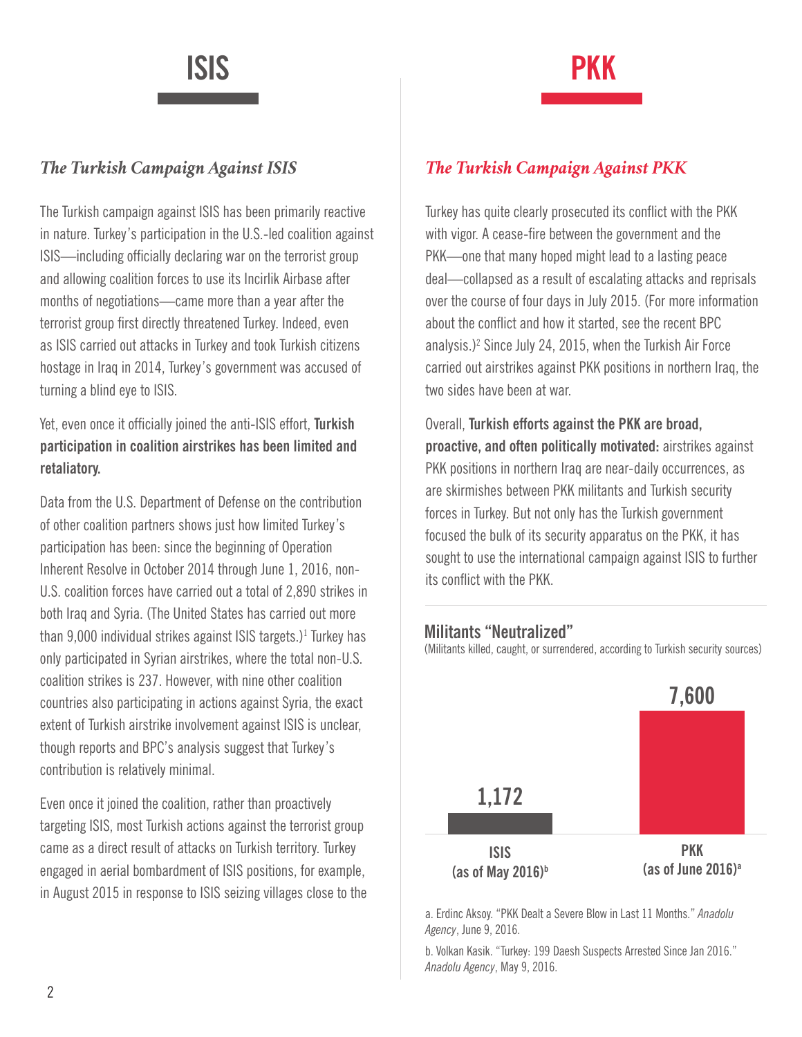# ISIS

## *The Turkish Campaign Against ISIS*

The Turkish campaign against ISIS has been primarily reactive in nature. Turkey's participation in the U.S.-led coalition against ISIS—including officially declaring war on the terrorist group and allowing coalition forces to use its Incirlik Airbase after months of negotiations—came more than a year after the terrorist group first directly threatened Turkey. Indeed, even as ISIS carried out attacks in Turkey and took Turkish citizens hostage in Iraq in 2014, Turkey's government was accused of turning a blind eye to ISIS.

Yet, even once it officially joined the anti-ISIS effort, **Turkish participation in coalition airstrikes has been limited and retaliatory.**

Data from the U.S. Department of Defense on the contribution of other coalition partners shows just how limited Turkey's participation has been: since the beginning of Operation Inherent Resolve in October 2014 through June 1, 2016, non-U.S. coalition forces have carried out a total of 2,890 strikes in both Iraq and Syria. (The United States has carried out more than 9,000 individual strikes against ISIS targets.)[1] Turkey has only participated in Syrian airstrikes, where the total non-U.S. coalition strikes is 237. However, with nine other coalition countries also participating in actions against Syria, the exact extent of Turkish airstrike involvement against ISIS is unclear, though reports and BPC's analysis suggest that Turkey's contribution is relatively minimal.

Even once it joined the coalition, rather than proactively targeting ISIS, most Turkish actions against the terrorist group came as a direct result of attacks on Turkish territory. Turkey engaged in aerial bombardment of ISIS positions, for example, in August 2015 in response to ISIS seizing villages close to the

# PKK

## *The Turkish Campaign Against PKK*

Turkey has quite clearly prosecuted its conflict with the PKK with vigor. A cease-fire between the government and the PKK—one that many hoped might lead to a lasting peace deal—collapsed as a result of escalating attacks and reprisals over the course of four days in July 2015. (For more information about the conflict and how it started, see the recent BPC analysis.)[2] Since July 24, 2015, when the Turkish Air Force carried out airstrikes against PKK positions in northern Iraq, the two sides have been at war.

Overall, **Turkish efforts against the PKK are broad, proactive, and often politically motivated:** airstrikes against PKK positions in northern Iraq are near-daily occurrences, as are skirmishes between PKK militants and Turkish security forces in Turkey. But not only has the Turkish government focused the bulk of its security apparatus on the PKK, it has sought to use the international campaign against ISIS to further its conflict with the PKK.

**Militants "Neutralized"**

(Militants killed, caught, or surrendered, according to Turkish security sources)

| Group | Militants "Neutralized" |
|---|---|
| ISIS (as of May 2016)[b] | 1,172 |
| PKK (as of June 2016)[a] | 7,600 |

a. Erdinc Aksoy. "PKK Dealt a Severe Blow in Last 11 Months." *Anadolu Agency*, June 9, 2016.

b. Volkan Kasik. "Turkey: 199 Daesh Suspects Arrested Since Jan 2016." *Anadolu Agency*, May 9, 2016.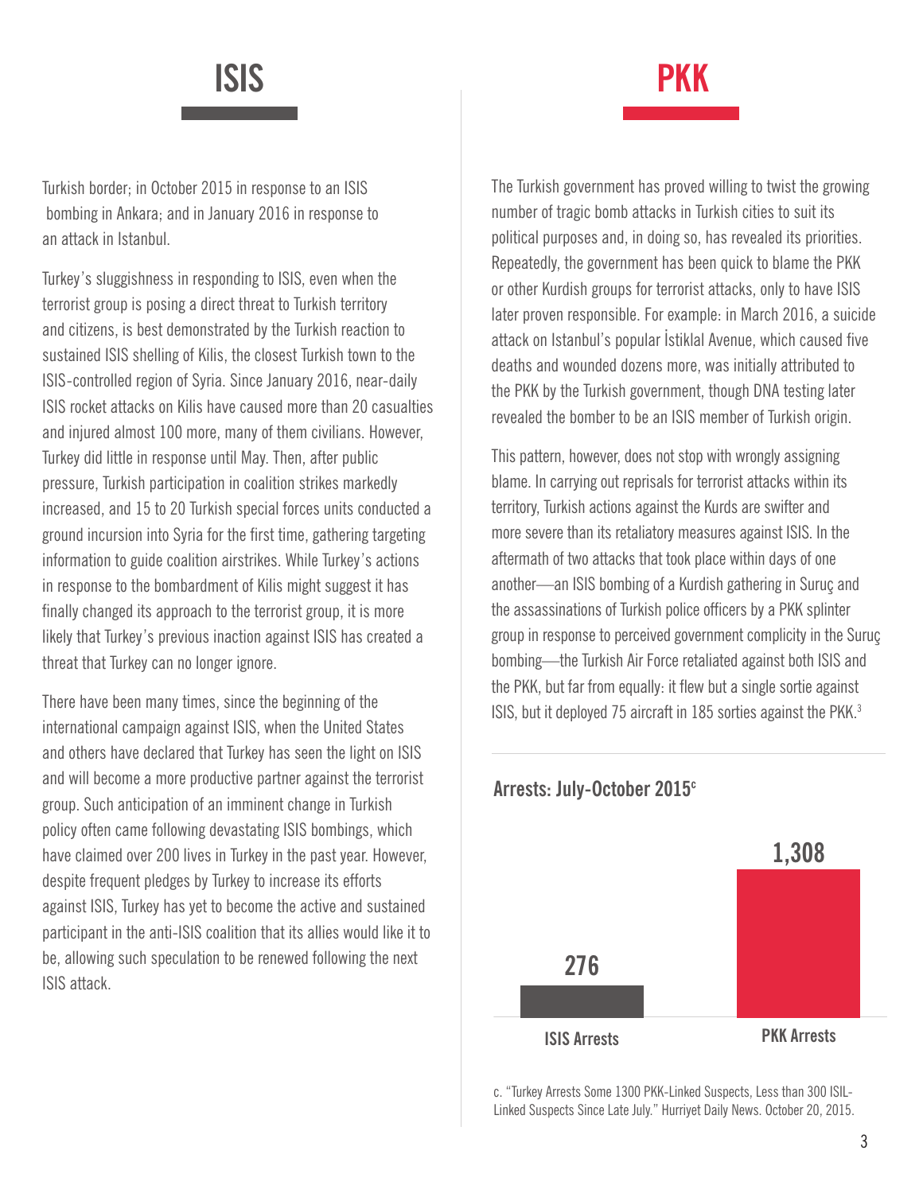# ISIS

Turkish border; in October 2015 in response to an ISIS bombing in Ankara; and in January 2016 in response to an attack in Istanbul.

Turkey's sluggishness in responding to ISIS, even when the terrorist group is posing a direct threat to Turkish territory and citizens, is best demonstrated by the Turkish reaction to sustained ISIS shelling of Kilis, the closest Turkish town to the ISIS-controlled region of Syria. Since January 2016, near-daily ISIS rocket attacks on Kilis have caused more than 20 casualties and injured almost 100 more, many of them civilians. However, Turkey did little in response until May. Then, after public pressure, Turkish participation in coalition strikes markedly increased, and 15 to 20 Turkish special forces units conducted a ground incursion into Syria for the first time, gathering targeting information to guide coalition airstrikes. While Turkey's actions in response to the bombardment of Kilis might suggest it has finally changed its approach to the terrorist group, it is more likely that Turkey's previous inaction against ISIS has created a threat that Turkey can no longer ignore.

There have been many times, since the beginning of the international campaign against ISIS, when the United States and others have declared that Turkey has seen the light on ISIS and will become a more productive partner against the terrorist group. Such anticipation of an imminent change in Turkish policy often came following devastating ISIS bombings, which have claimed over 200 lives in Turkey in the past year. However, despite frequent pledges by Turkey to increase its efforts against ISIS, Turkey has yet to become the active and sustained participant in the anti-ISIS coalition that its allies would like it to be, allowing such speculation to be renewed following the next ISIS attack.

# PKK

The Turkish government has proved willing to twist the growing number of tragic bomb attacks in Turkish cities to suit its political purposes and, in doing so, has revealed its priorities. Repeatedly, the government has been quick to blame the PKK or other Kurdish groups for terrorist attacks, only to have ISIS later proven responsible. For example: in March 2016, a suicide attack on Istanbul's popular İstiklal Avenue, which caused five deaths and wounded dozens more, was initially attributed to the PKK by the Turkish government, though DNA testing later revealed the bomber to be an ISIS member of Turkish origin.

This pattern, however, does not stop with wrongly assigning blame. In carrying out reprisals for terrorist attacks within its territory, Turkish actions against the Kurds are swifter and more severe than its retaliatory measures against ISIS. In the aftermath of two attacks that took place within days of one another—an ISIS bombing of a Kurdish gathering in Suruç and the assassinations of Turkish police officers by a PKK splinter group in response to perceived government complicity in the Suruç bombing—the Turkish Air Force retaliated against both ISIS and the PKK, but far from equally: it flew but a single sortie against ISIS, but it deployed 75 aircraft in 185 sorties against the PKK.[3]

**Arrests: July-October 2015[c]**

| ISIS Arrests | PKK Arrests |
|---|---|
| 276 | 1,308 |

c. "Turkey Arrests Some 1300 PKK-Linked Suspects, Less than 300 ISIL-Linked Suspects Since Late July." Hurriyet Daily News. October 20, 2015.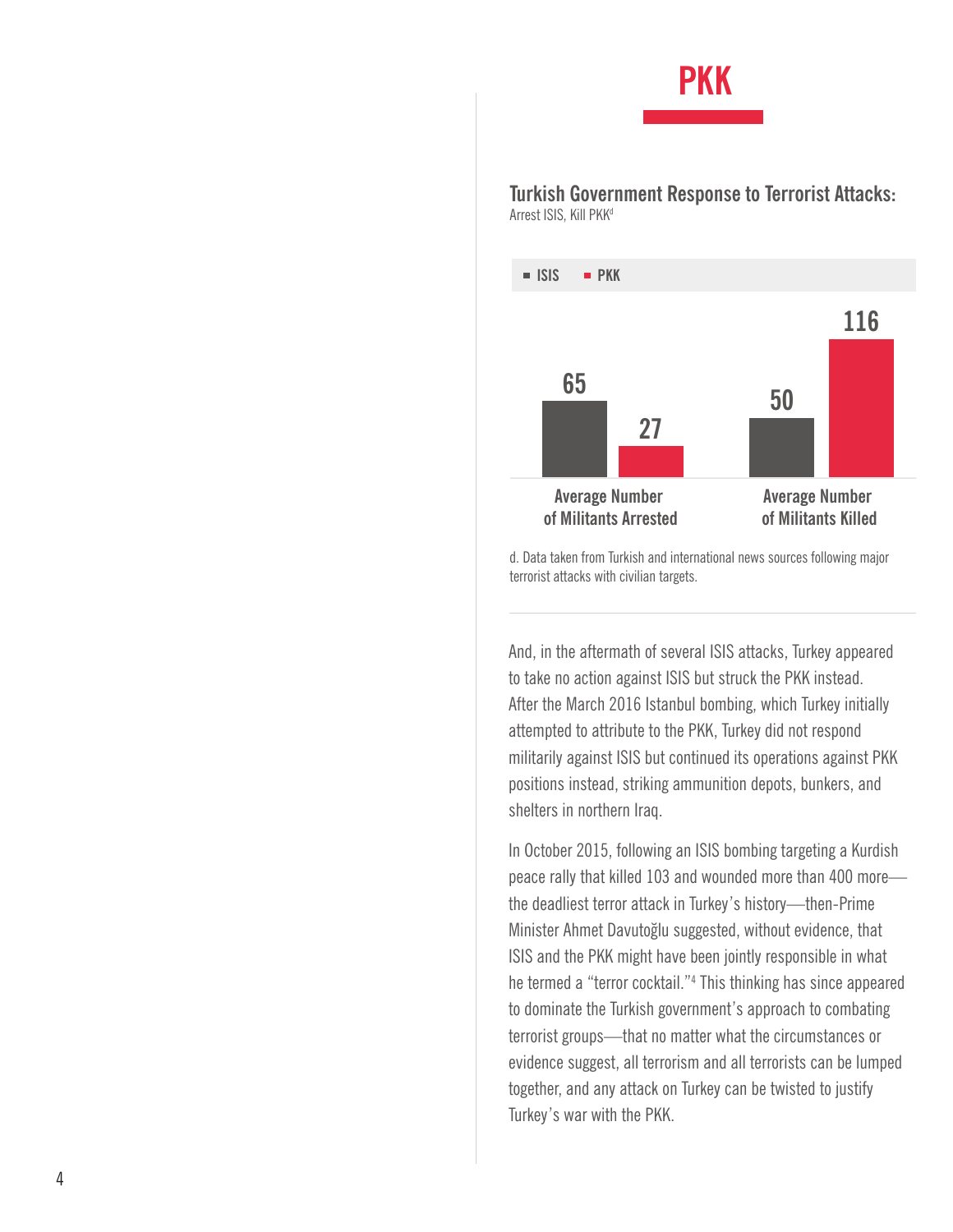# PKK

**Turkish Government Response to Terrorist Attacks:**
Arrest ISIS, Kill PKK[d]

| | ISIS | PKK |
|---|---|---|
| Average Number of Militants Arrested | 65 | 27 |
| Average Number of Militants Killed | 50 | 116 |

d. Data taken from Turkish and international news sources following major terrorist attacks with civilian targets.

And, in the aftermath of several ISIS attacks, Turkey appeared to take no action against ISIS but struck the PKK instead. After the March 2016 Istanbul bombing, which Turkey initially attempted to attribute to the PKK, Turkey did not respond militarily against ISIS but continued its operations against PKK positions instead, striking ammunition depots, bunkers, and shelters in northern Iraq.

In October 2015, following an ISIS bombing targeting a Kurdish peace rally that killed 103 and wounded more than 400 more—the deadliest terror attack in Turkey's history—then-Prime Minister Ahmet Davutoğlu suggested, without evidence, that ISIS and the PKK might have been jointly responsible in what he termed a "terror cocktail."[4] This thinking has since appeared to dominate the Turkish government's approach to combating terrorist groups—that no matter what the circumstances or evidence suggest, all terrorism and all terrorists can be lumped together, and any attack on Turkey can be twisted to justify Turkey's war with the PKK.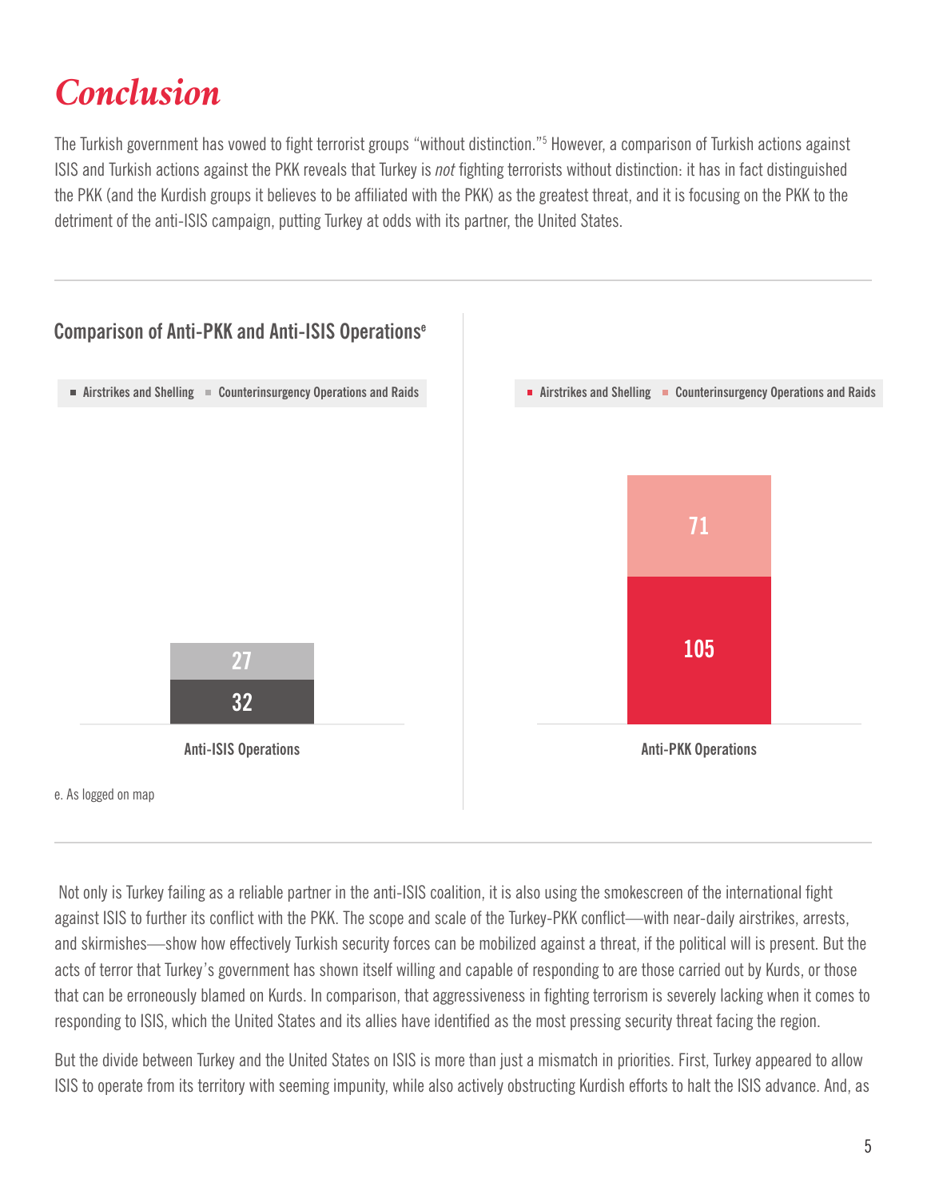# *Conclusion*

The Turkish government has vowed to fight terrorist groups "without distinction."[5] However, a comparison of Turkish actions against ISIS and Turkish actions against the PKK reveals that Turkey is *not* fighting terrorists without distinction: it has in fact distinguished the PKK (and the Kurdish groups it believes to be affiliated with the PKK) as the greatest threat, and it is focusing on the PKK to the detriment of the anti-ISIS campaign, putting Turkey at odds with its partner, the United States.

**Comparison of Anti-PKK and Anti-ISIS Operations**[e]

| | Airstrikes and Shelling | Counterinsurgency Operations and Raids |
|---|---|---|
| Anti-ISIS Operations | 32 | 27 |
| Anti-PKK Operations | 105 | 71 |

e. As logged on map

Not only is Turkey failing as a reliable partner in the anti-ISIS coalition, it is also using the smokescreen of the international fight against ISIS to further its conflict with the PKK. The scope and scale of the Turkey-PKK conflict—with near-daily airstrikes, arrests, and skirmishes—show how effectively Turkish security forces can be mobilized against a threat, if the political will is present. But the acts of terror that Turkey's government has shown itself willing and capable of responding to are those carried out by Kurds, or those that can be erroneously blamed on Kurds. In comparison, that aggressiveness in fighting terrorism is severely lacking when it comes to responding to ISIS, which the United States and its allies have identified as the most pressing security threat facing the region.

But the divide between Turkey and the United States on ISIS is more than just a mismatch in priorities. First, Turkey appeared to allow ISIS to operate from its territory with seeming impunity, while also actively obstructing Kurdish efforts to halt the ISIS advance. And, as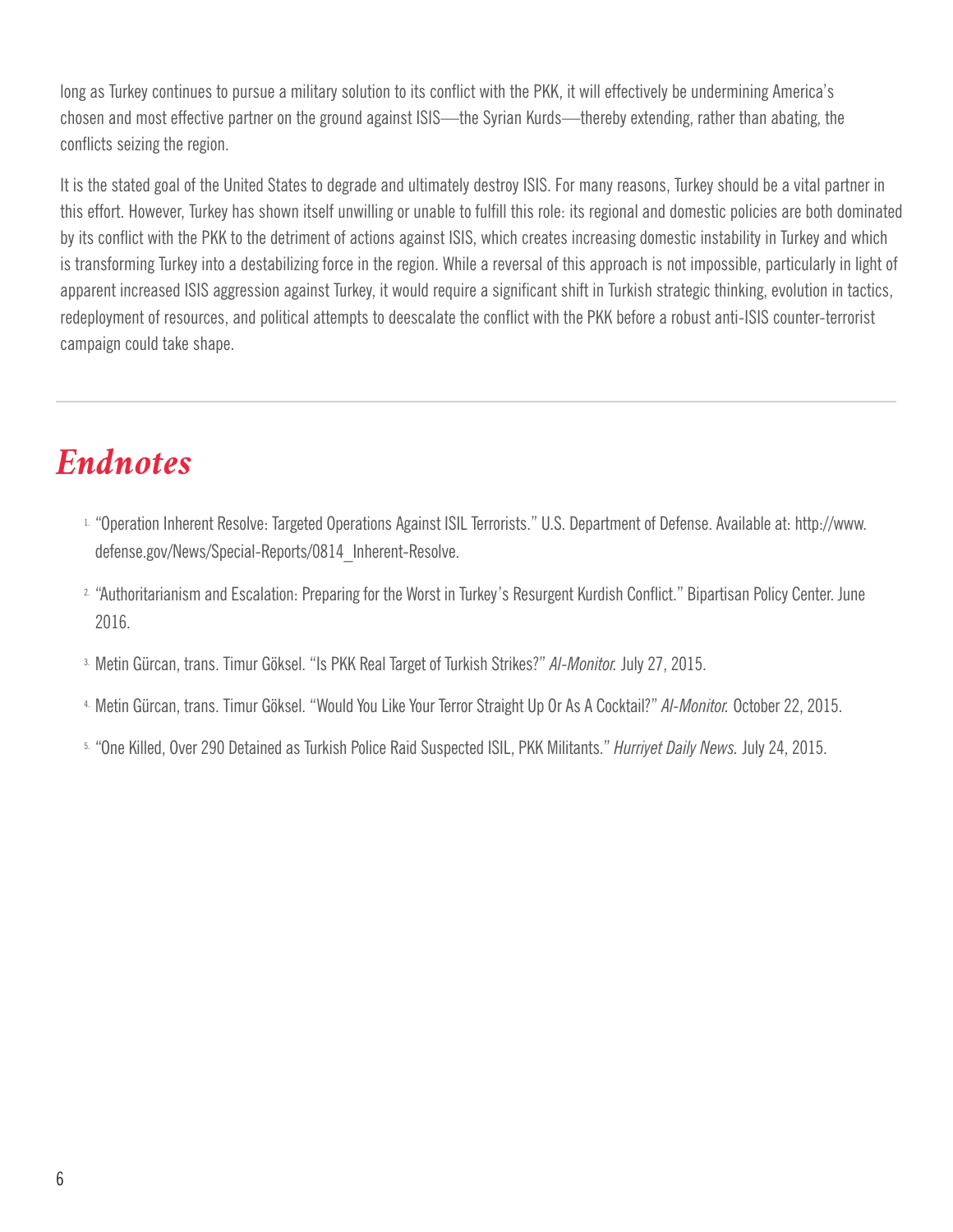long as Turkey continues to pursue a military solution to its conflict with the PKK, it will effectively be undermining America's chosen and most effective partner on the ground against ISIS—the Syrian Kurds—thereby extending, rather than abating, the conflicts seizing the region.

It is the stated goal of the United States to degrade and ultimately destroy ISIS. For many reasons, Turkey should be a vital partner in this effort. However, Turkey has shown itself unwilling or unable to fulfill this role: its regional and domestic policies are both dominated by its conflict with the PKK to the detriment of actions against ISIS, which creates increasing domestic instability in Turkey and which is transforming Turkey into a destabilizing force in the region. While a reversal of this approach is not impossible, particularly in light of apparent increased ISIS aggression against Turkey, it would require a significant shift in Turkish strategic thinking, evolution in tactics, redeployment of resources, and political attempts to deescalate the conflict with the PKK before a robust anti-ISIS counter-terrorist campaign could take shape.

---

# *Endnotes*

1. "Operation Inherent Resolve: Targeted Operations Against ISIL Terrorists." U.S. Department of Defense. Available at: http://www.defense.gov/News/Special-Reports/0814_Inherent-Resolve.
2. "Authoritarianism and Escalation: Preparing for the Worst in Turkey's Resurgent Kurdish Conflict." Bipartisan Policy Center. June 2016.
3. Metin Gürcan, trans. Timur Göksel. "Is PKK Real Target of Turkish Strikes?" *Al-Monitor.* July 27, 2015.
4. Metin Gürcan, trans. Timur Göksel. "Would You Like Your Terror Straight Up Or As A Cocktail?" *Al-Monitor.* October 22, 2015.
5. "One Killed, Over 290 Detained as Turkish Police Raid Suspected ISIL, PKK Militants." *Hurriyet Daily News.* July 24, 2015.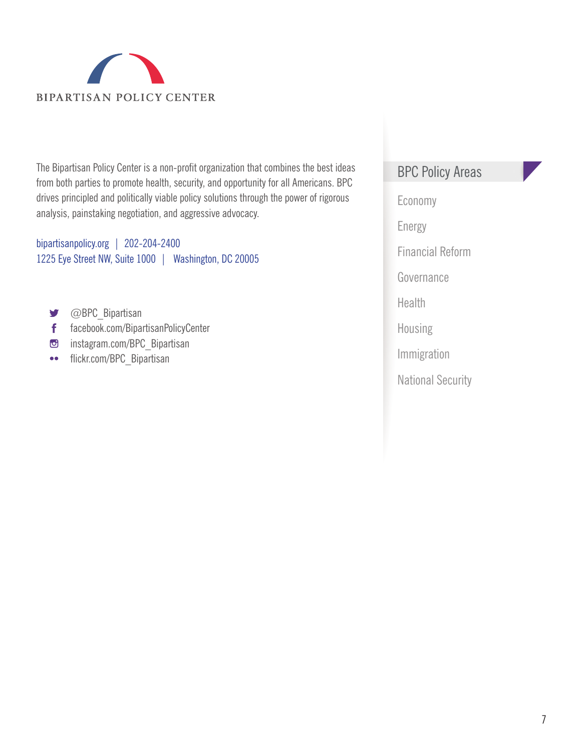BIPARTISAN POLICY CENTER

The Bipartisan Policy Center is a non-profit organization that combines the best ideas from both parties to promote health, security, and opportunity for all Americans. BPC drives principled and politically viable policy solutions through the power of rigorous analysis, painstaking negotiation, and aggressive advocacy.

bipartisanpolicy.org | 202-204-2400
1225 Eye Street NW, Suite 1000 | Washington, DC 20005

- @BPC_Bipartisan
- facebook.com/BipartisanPolicyCenter
- instagram.com/BPC_Bipartisan
- flickr.com/BPC_Bipartisan

## BPC Policy Areas

- Economy
- Energy
- Financial Reform
- Governance
- Health
- Housing
- Immigration
- National Security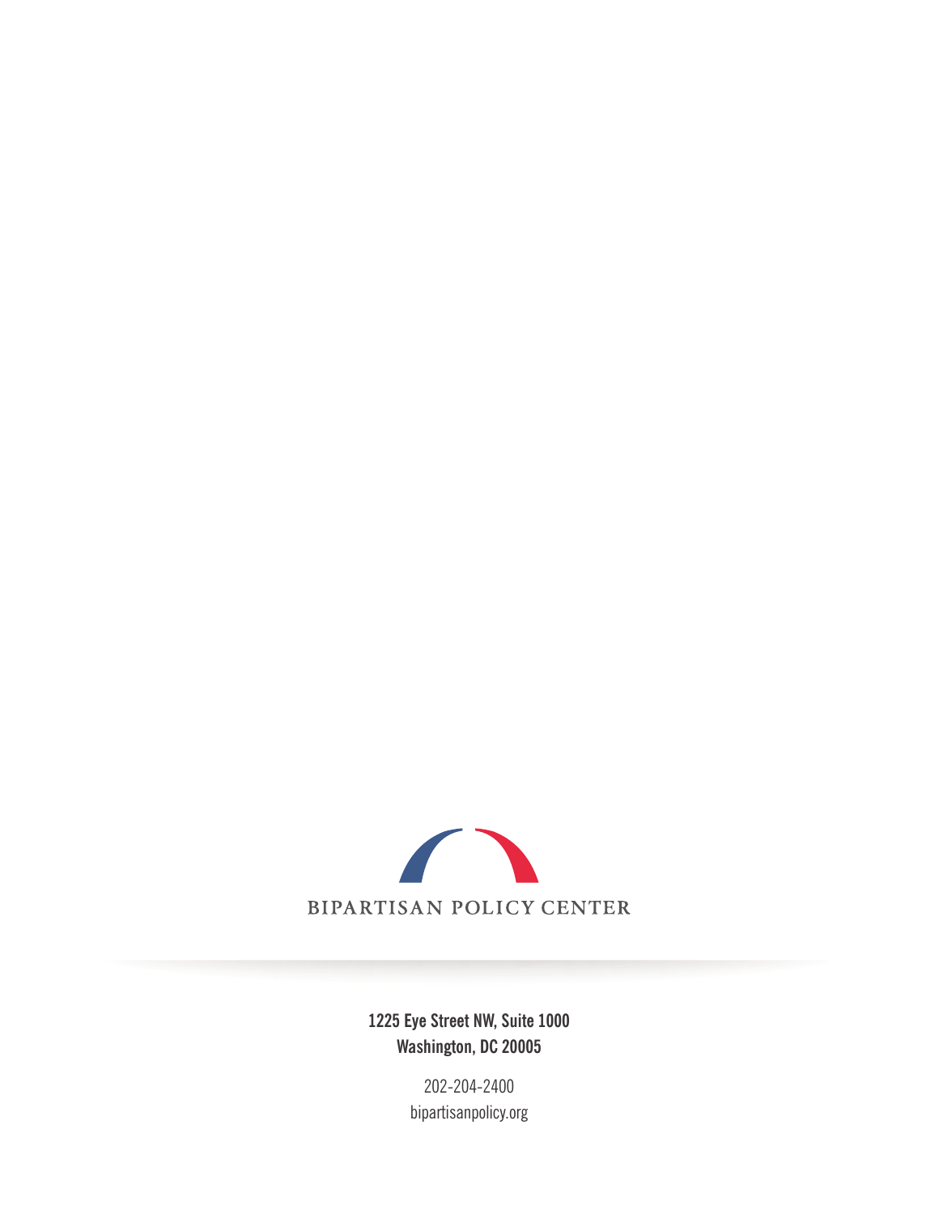BIPARTISAN POLICY CENTER

**1225 Eye Street NW, Suite 1000**
**Washington, DC 20005**

202-204-2400
bipartisanpolicy.org